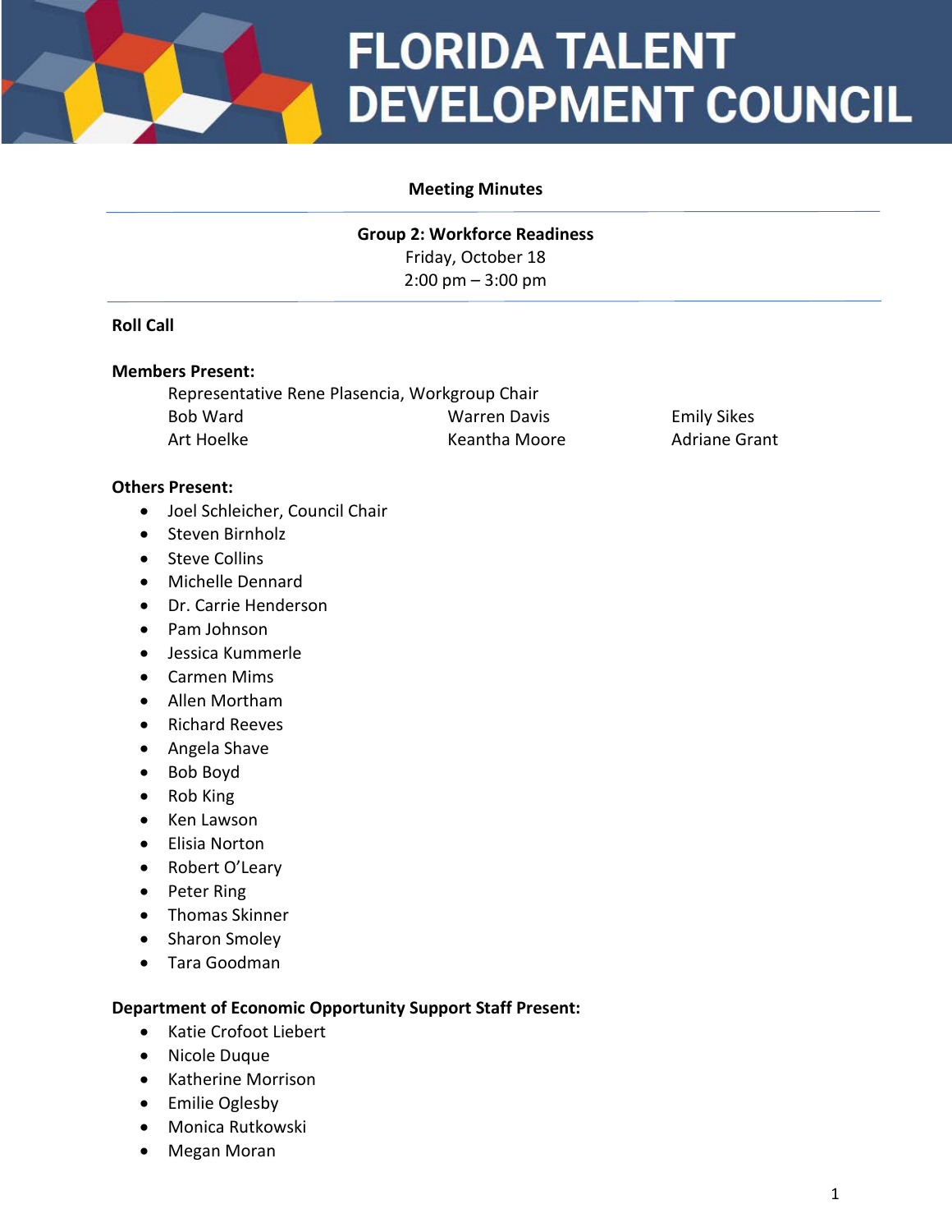# FLORIDA TALENT DEVELOPMENT COUNCIL

**Meeting Minutes**

**Group 2: Workforce Readiness**
Friday, October 18
2:00 pm – 3:00 pm

**Roll Call**

**Members Present:**

Representative Rene Plasencia, Workgroup Chair

| | | |
|---|---|---|
| Bob Ward | Warren Davis | Emily Sikes |
| Art Hoelke | Keantha Moore | Adriane Grant |

**Others Present:**

- Joel Schleicher, Council Chair
- Steven Birnholz
- Steve Collins
- Michelle Dennard
- Dr. Carrie Henderson
- Pam Johnson
- Jessica Kummerle
- Carmen Mims
- Allen Mortham
- Richard Reeves
- Angela Shave
- Bob Boyd
- Rob King
- Ken Lawson
- Elisia Norton
- Robert O'Leary
- Peter Ring
- Thomas Skinner
- Sharon Smoley
- Tara Goodman

**Department of Economic Opportunity Support Staff Present:**

- Katie Crofoot Liebert
- Nicole Duque
- Katherine Morrison
- Emilie Oglesby
- Monica Rutkowski
- Megan Moran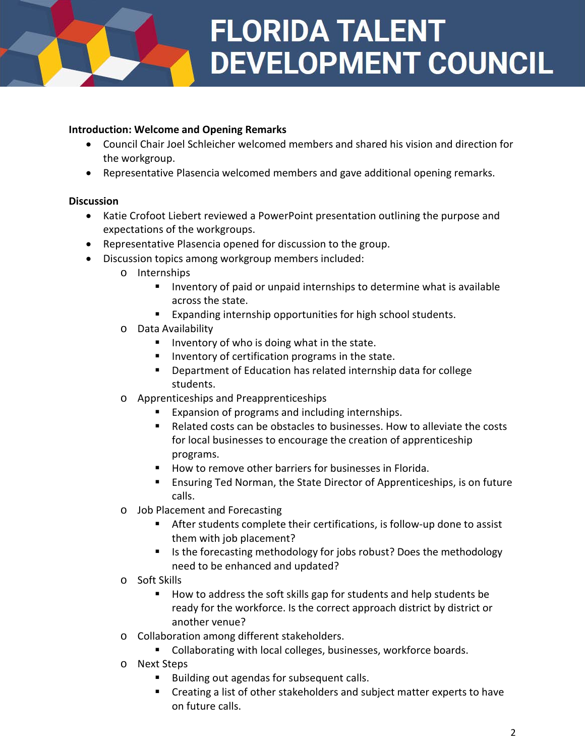**Introduction: Welcome and Opening Remarks**

- Council Chair Joel Schleicher welcomed members and shared his vision and direction for the workgroup.
- Representative Plasencia welcomed members and gave additional opening remarks.

**Discussion**

- Katie Crofoot Liebert reviewed a PowerPoint presentation outlining the purpose and expectations of the workgroups.
- Representative Plasencia opened for discussion to the group.
- Discussion topics among workgroup members included:
  - Internships
    - Inventory of paid or unpaid internships to determine what is available across the state.
    - Expanding internship opportunities for high school students.
  - Data Availability
    - Inventory of who is doing what in the state.
    - Inventory of certification programs in the state.
    - Department of Education has related internship data for college students.
  - Apprenticeships and Preapprenticeships
    - Expansion of programs and including internships.
    - Related costs can be obstacles to businesses. How to alleviate the costs for local businesses to encourage the creation of apprenticeship programs.
    - How to remove other barriers for businesses in Florida.
    - Ensuring Ted Norman, the State Director of Apprenticeships, is on future calls.
  - Job Placement and Forecasting
    - After students complete their certifications, is follow-up done to assist them with job placement?
    - Is the forecasting methodology for jobs robust? Does the methodology need to be enhanced and updated?
  - Soft Skills
    - How to address the soft skills gap for students and help students be ready for the workforce. Is the correct approach district by district or another venue?
  - Collaboration among different stakeholders.
    - Collaborating with local colleges, businesses, workforce boards.
  - Next Steps
    - Building out agendas for subsequent calls.
    - Creating a list of other stakeholders and subject matter experts to have on future calls.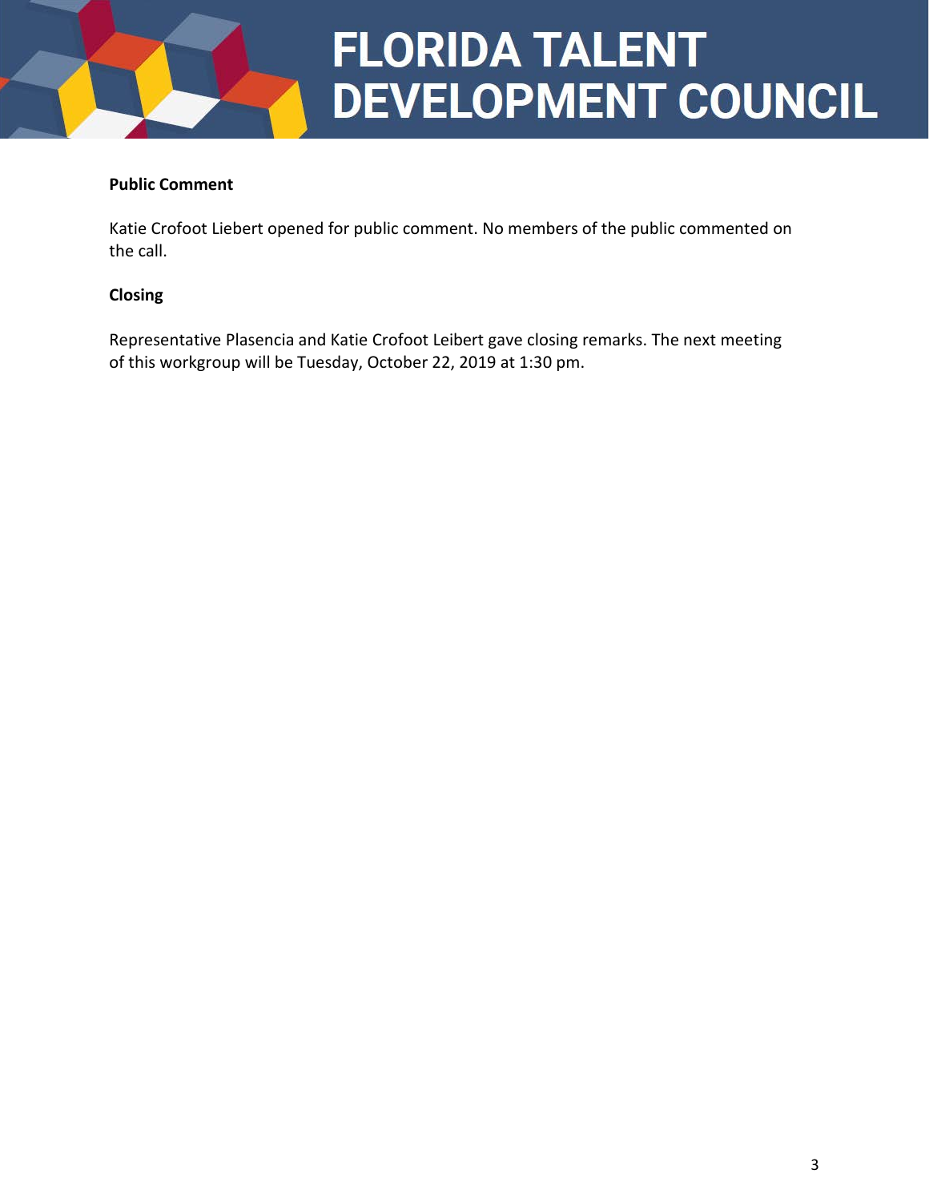**Public Comment**

Katie Crofoot Liebert opened for public comment. No members of the public commented on the call.

**Closing**

Representative Plasencia and Katie Crofoot Leibert gave closing remarks. The next meeting of this workgroup will be Tuesday, October 22, 2019 at 1:30 pm.